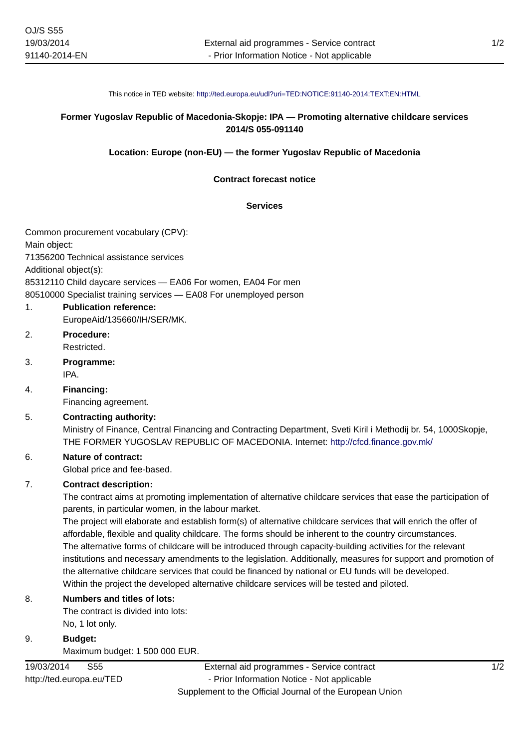This notice in TED website: http://ted.europa.eu/udl?uri=TED:NOTICE:91140-2014:TEXT:EN:HTML

**Former Yugoslav Republic of Macedonia-Skopje: IPA — Promoting alternative childcare services 2014/S 055-091140**

**Location: Europe (non-EU) — the former Yugoslav Republic of Macedonia**

**Contract forecast notice**

**Services**

Common procurement vocabulary (CPV):
Main object:
71356200 Technical assistance services
Additional object(s):
85312110 Child daycare services — EA06 For women, EA04 For men
80510000 Specialist training services — EA08 For unemployed person

1. **Publication reference:**
   EuropeAid/135660/IH/SER/MK.
2. **Procedure:**
   Restricted.
3. **Programme:**
   IPA.
4. **Financing:**
   Financing agreement.
5. **Contracting authority:**
   Ministry of Finance, Central Financing and Contracting Department, Sveti Kiril i Methodij br. 54, 1000Skopje, THE FORMER YUGOSLAV REPUBLIC OF MACEDONIA. Internet: http://cfcd.finance.gov.mk/
6. **Nature of contract:**
   Global price and fee-based.
7. **Contract description:**
   The contract aims at promoting implementation of alternative childcare services that ease the participation of parents, in particular women, in the labour market.
   The project will elaborate and establish form(s) of alternative childcare services that will enrich the offer of affordable, flexible and quality childcare. The forms should be inherent to the country circumstances.
   The alternative forms of childcare will be introduced through capacity-building activities for the relevant institutions and necessary amendments to the legislation. Additionally, measures for support and promotion of the alternative childcare services that could be financed by national or EU funds will be developed.
   Within the project the developed alternative childcare services will be tested and piloted.
8. **Numbers and titles of lots:**
   The contract is divided into lots:
   No, 1 lot only.
9. **Budget:**
   Maximum budget: 1 500 000 EUR.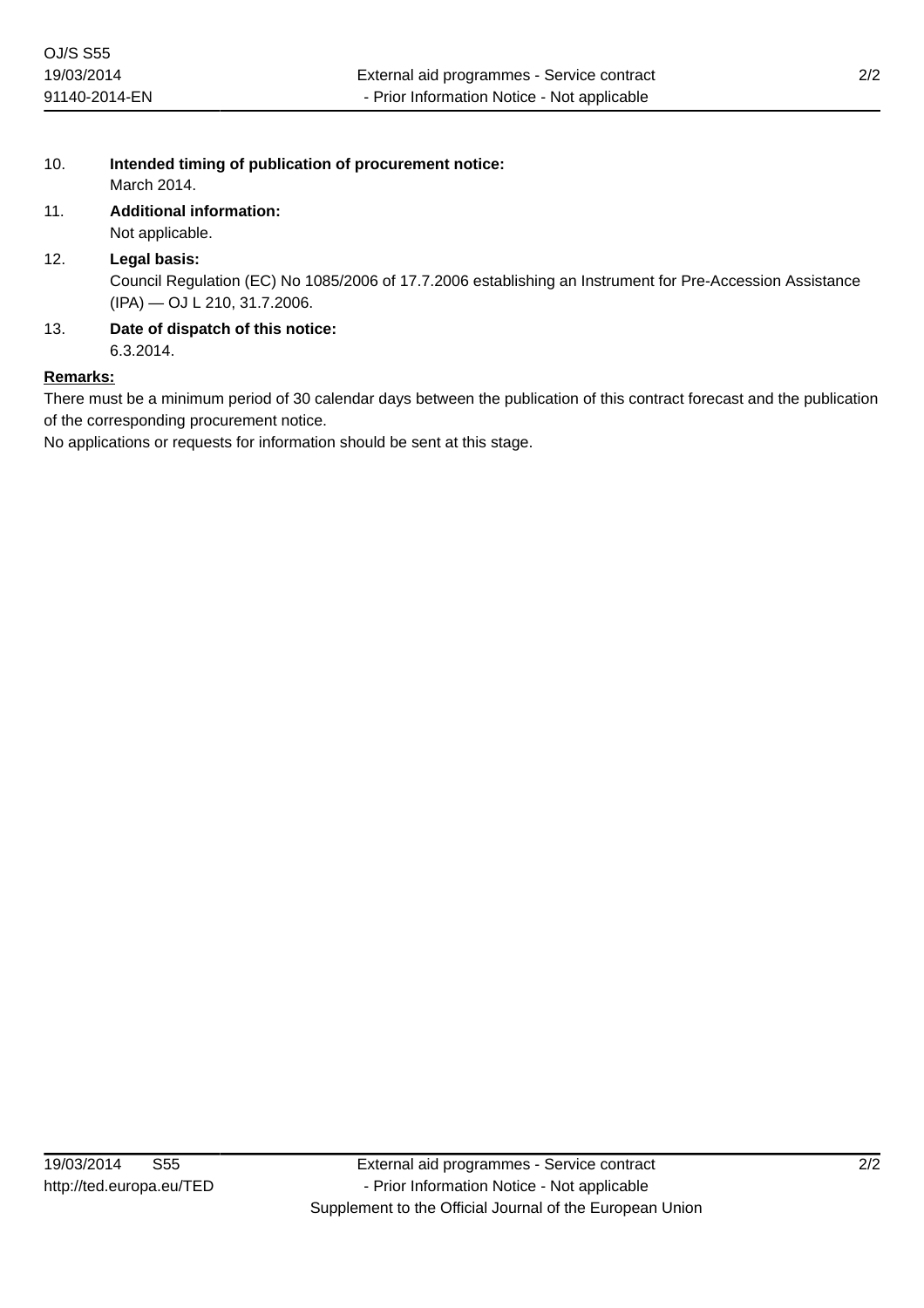10. **Intended timing of publication of procurement notice:**
    March 2014.

11. **Additional information:**
    Not applicable.

12. **Legal basis:**
    Council Regulation (EC) No 1085/2006 of 17.7.2006 establishing an Instrument for Pre-Accession Assistance (IPA) — OJ L 210, 31.7.2006.

13. **Date of dispatch of this notice:**
    6.3.2014.

**Remarks:**

There must be a minimum period of 30 calendar days between the publication of this contract forecast and the publication of the corresponding procurement notice.

No applications or requests for information should be sent at this stage.